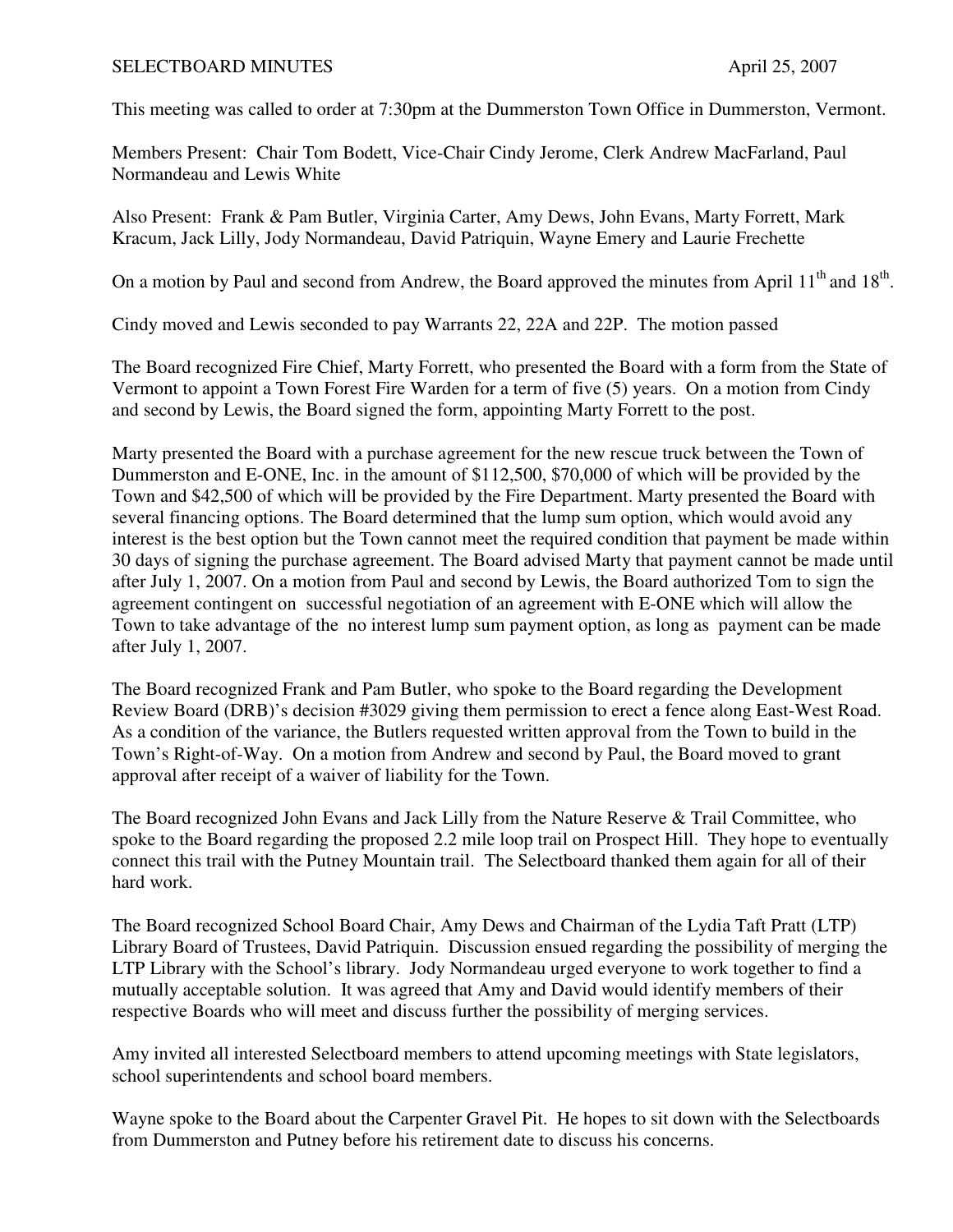SELECTBOARD MINUTES April 25, 2007

This meeting was called to order at 7:30pm at the Dummerston Town Office in Dummerston, Vermont.

Members Present: Chair Tom Bodett, Vice-Chair Cindy Jerome, Clerk Andrew MacFarland, Paul Normandeau and Lewis White

Also Present: Frank & Pam Butler, Virginia Carter, Amy Dews, John Evans, Marty Forrett, Mark Kracum, Jack Lilly, Jody Normandeau, David Patriquin, Wayne Emery and Laurie Frechette

On a motion by Paul and second from Andrew, the Board approved the minutes from April 11th and 18th.

Cindy moved and Lewis seconded to pay Warrants 22, 22A and 22P. The motion passed

The Board recognized Fire Chief, Marty Forrett, who presented the Board with a form from the State of Vermont to appoint a Town Forest Fire Warden for a term of five (5) years. On a motion from Cindy and second by Lewis, the Board signed the form, appointing Marty Forrett to the post.

Marty presented the Board with a purchase agreement for the new rescue truck between the Town of Dummerston and E-ONE, Inc. in the amount of $112,500, $70,000 of which will be provided by the Town and $42,500 of which will be provided by the Fire Department. Marty presented the Board with several financing options. The Board determined that the lump sum option, which would avoid any interest is the best option but the Town cannot meet the required condition that payment be made within 30 days of signing the purchase agreement. The Board advised Marty that payment cannot be made until after July 1, 2007. On a motion from Paul and second by Lewis, the Board authorized Tom to sign the agreement contingent on successful negotiation of an agreement with E-ONE which will allow the Town to take advantage of the no interest lump sum payment option, as long as payment can be made after July 1, 2007.

The Board recognized Frank and Pam Butler, who spoke to the Board regarding the Development Review Board (DRB)'s decision #3029 giving them permission to erect a fence along East-West Road. As a condition of the variance, the Butlers requested written approval from the Town to build in the Town's Right-of-Way. On a motion from Andrew and second by Paul, the Board moved to grant approval after receipt of a waiver of liability for the Town.

The Board recognized John Evans and Jack Lilly from the Nature Reserve & Trail Committee, who spoke to the Board regarding the proposed 2.2 mile loop trail on Prospect Hill. They hope to eventually connect this trail with the Putney Mountain trail. The Selectboard thanked them again for all of their hard work.

The Board recognized School Board Chair, Amy Dews and Chairman of the Lydia Taft Pratt (LTP) Library Board of Trustees, David Patriquin. Discussion ensued regarding the possibility of merging the LTP Library with the School's library. Jody Normandeau urged everyone to work together to find a mutually acceptable solution. It was agreed that Amy and David would identify members of their respective Boards who will meet and discuss further the possibility of merging services.

Amy invited all interested Selectboard members to attend upcoming meetings with State legislators, school superintendents and school board members.

Wayne spoke to the Board about the Carpenter Gravel Pit. He hopes to sit down with the Selectboards from Dummerston and Putney before his retirement date to discuss his concerns.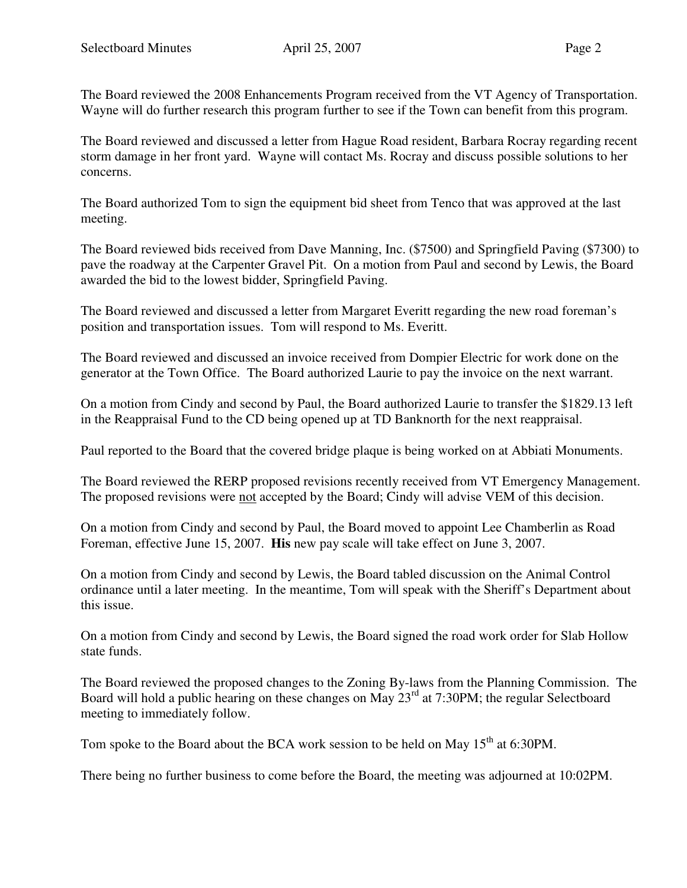The Board reviewed the 2008 Enhancements Program received from the VT Agency of Transportation. Wayne will do further research this program further to see if the Town can benefit from this program.

The Board reviewed and discussed a letter from Hague Road resident, Barbara Rocray regarding recent storm damage in her front yard. Wayne will contact Ms. Rocray and discuss possible solutions to her concerns.

The Board authorized Tom to sign the equipment bid sheet from Tenco that was approved at the last meeting.

The Board reviewed bids received from Dave Manning, Inc. ($7500) and Springfield Paving ($7300) to pave the roadway at the Carpenter Gravel Pit. On a motion from Paul and second by Lewis, the Board awarded the bid to the lowest bidder, Springfield Paving.

The Board reviewed and discussed a letter from Margaret Everitt regarding the new road foreman's position and transportation issues. Tom will respond to Ms. Everitt.

The Board reviewed and discussed an invoice received from Dompier Electric for work done on the generator at the Town Office. The Board authorized Laurie to pay the invoice on the next warrant.

On a motion from Cindy and second by Paul, the Board authorized Laurie to transfer the $1829.13 left in the Reappraisal Fund to the CD being opened up at TD Banknorth for the next reappraisal.

Paul reported to the Board that the covered bridge plaque is being worked on at Abbiati Monuments.

The Board reviewed the RERP proposed revisions recently received from VT Emergency Management. The proposed revisions were <u>not</u> accepted by the Board; Cindy will advise VEM of this decision.

On a motion from Cindy and second by Paul, the Board moved to appoint Lee Chamberlin as Road Foreman, effective June 15, 2007. **His** new pay scale will take effect on June 3, 2007.

On a motion from Cindy and second by Lewis, the Board tabled discussion on the Animal Control ordinance until a later meeting. In the meantime, Tom will speak with the Sheriff's Department about this issue.

On a motion from Cindy and second by Lewis, the Board signed the road work order for Slab Hollow state funds.

The Board reviewed the proposed changes to the Zoning By-laws from the Planning Commission. The Board will hold a public hearing on these changes on May 23rd at 7:30PM; the regular Selectboard meeting to immediately follow.

Tom spoke to the Board about the BCA work session to be held on May 15th at 6:30PM.

There being no further business to come before the Board, the meeting was adjourned at 10:02PM.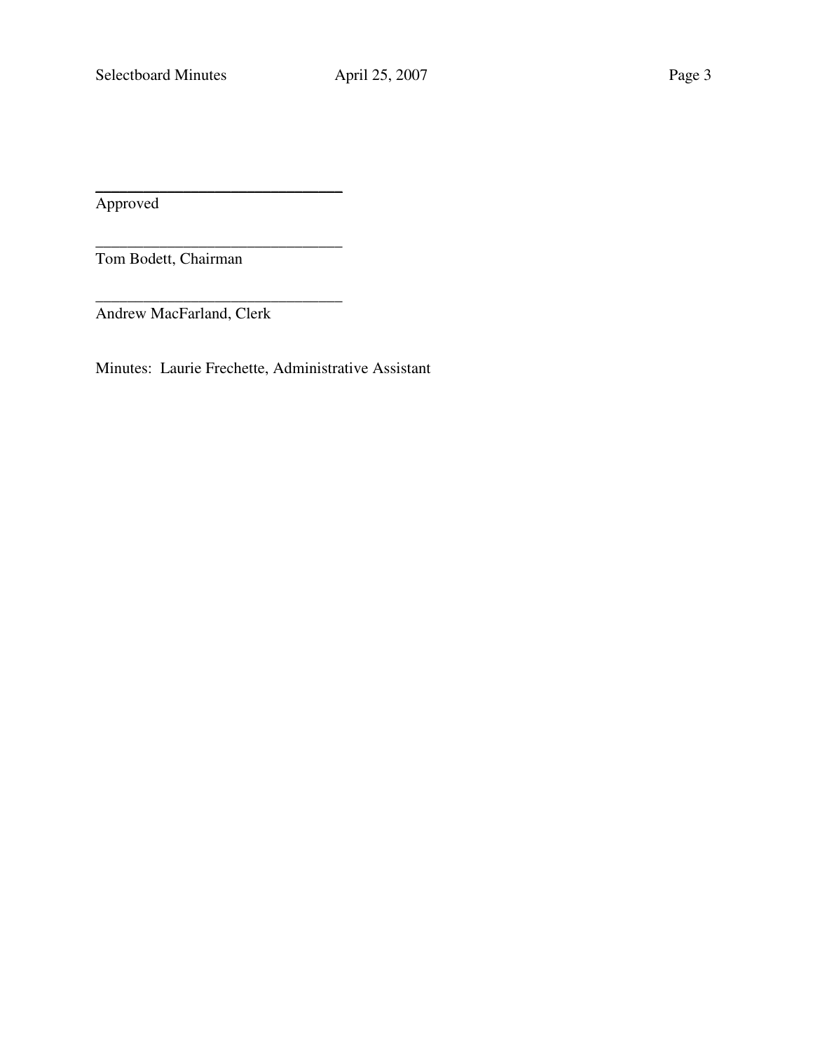_______________________________
Approved

_______________________________
Tom Bodett, Chairman

_______________________________
Andrew MacFarland, Clerk

Minutes: Laurie Frechette, Administrative Assistant